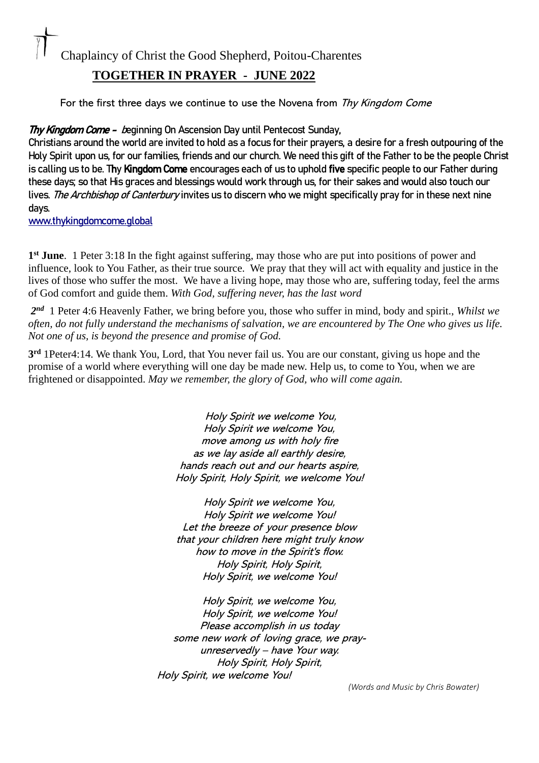Chaplaincy of Christ the Good Shepherd, Poitou-Charentes

# TOGETHER IN PRAYER - JUNE 2022

For the first three days we continue to use the Novena from *Thy Kingdom Come*

***Thy Kingdom Come -*** beginning On Ascension Day until Pentecost Sunday,
Christians around the world are invited to hold as a focus for their prayers, a desire for a fresh outpouring of the Holy Spirit upon us, for our families, friends and our church. We need this gift of the Father to be the people Christ is calling us to be. Thy **Kingdom Come** encourages each of us to uphold **five** specific people to our Father during these days; so that His graces and blessings would work through us, for their sakes and would also touch our lives. *The Archbishop of Canterbury* invites us to discern who we might specifically pray for in these next nine days.
www.thykingdomcome.global

**1st June**. 1 Peter 3:18 In the fight against suffering, may those who are put into positions of power and influence, look to You Father, as their true source. We pray that they will act with equality and justice in the lives of those who suffer the most. We have a living hope, may those who are, suffering today, feel the arms of God comfort and guide them. *With God, suffering never, has the last word*

***2nd*** 1 Peter 4:6 Heavenly Father, we bring before you, those who suffer in mind, body and spirit., *Whilst we often, do not fully understand the mechanisms of salvation, we are encountered by The One who gives us life. Not one of us, is beyond the presence and promise of God.*

**3rd** 1Peter4:14. We thank You, Lord, that You never fail us. You are our constant, giving us hope and the promise of a world where everything will one day be made new. Help us, to come to You, when we are frightened or disappointed. *May we remember, the glory of God, who will come again.*

*Holy Spirit we welcome You,*
*Holy Spirit we welcome You,*
*move among us with holy fire*
*as we lay aside all earthly desire,*
*hands reach out and our hearts aspire,*
*Holy Spirit, Holy Spirit, we welcome You!*

*Holy Spirit we welcome You,*
*Holy Spirit we welcome You!*
*Let the breeze of your presence blow*
*that your children here might truly know*
*how to move in the Spirit's flow.*
*Holy Spirit, Holy Spirit,*
*Holy Spirit, we welcome You!*

*Holy Spirit, we welcome You,*
*Holy Spirit, we welcome You!*
*Please accomplish in us today*
*some new work of loving grace, we pray-*
*unreservedly – have Your way.*
*Holy Spirit, Holy Spirit,*
*Holy Spirit, we welcome You!*

*(Words and Music by Chris Bowater)*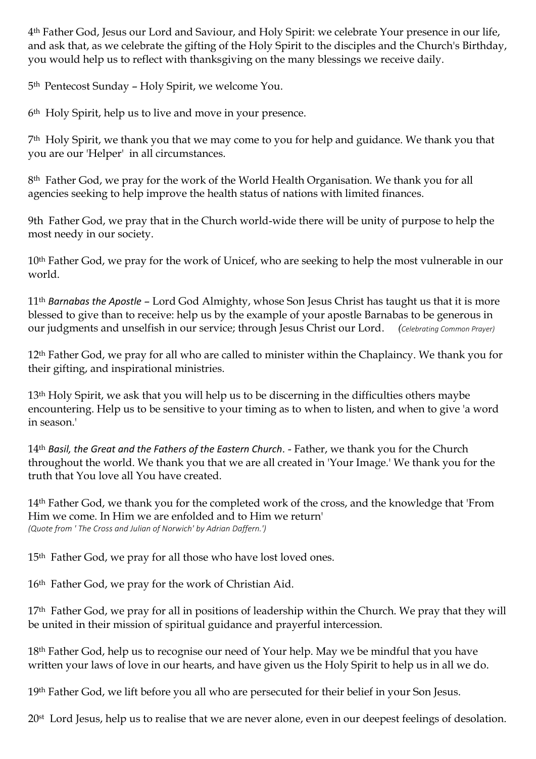4th Father God, Jesus our Lord and Saviour, and Holy Spirit: we celebrate Your presence in our life, and ask that, as we celebrate the gifting of the Holy Spirit to the disciples and the Church's Birthday, you would help us to reflect with thanksgiving on the many blessings we receive daily.

5th Pentecost Sunday – Holy Spirit, we welcome You.

6th Holy Spirit, help us to live and move in your presence.

7th Holy Spirit, we thank you that we may come to you for help and guidance. We thank you that you are our 'Helper' in all circumstances.

8th Father God, we pray for the work of the World Health Organisation. We thank you for all agencies seeking to help improve the health status of nations with limited finances.

9th Father God, we pray that in the Church world-wide there will be unity of purpose to help the most needy in our society.

10th Father God, we pray for the work of Unicef, who are seeking to help the most vulnerable in our world.

11th *Barnabas the Apostle* – Lord God Almighty, whose Son Jesus Christ has taught us that it is more blessed to give than to receive: help us by the example of your apostle Barnabas to be generous in our judgments and unselfish in our service; through Jesus Christ our Lord. *(Celebrating Common Prayer)*

12th Father God, we pray for all who are called to minister within the Chaplaincy. We thank you for their gifting, and inspirational ministries.

13th Holy Spirit, we ask that you will help us to be discerning in the difficulties others maybe encountering. Help us to be sensitive to your timing as to when to listen, and when to give 'a word in season.'

14th *Basil, the Great and the Fathers of the Eastern Church*. - Father, we thank you for the Church throughout the world. We thank you that we are all created in 'Your Image.' We thank you for the truth that You love all You have created.

14th Father God, we thank you for the completed work of the cross, and the knowledge that 'From Him we come. In Him we are enfolded and to Him we return'
*(Quote from ' The Cross and Julian of Norwich' by Adrian Daffern.')*

15th Father God, we pray for all those who have lost loved ones.

16th Father God, we pray for the work of Christian Aid.

17th Father God, we pray for all in positions of leadership within the Church. We pray that they will be united in their mission of spiritual guidance and prayerful intercession.

18th Father God, help us to recognise our need of Your help. May we be mindful that you have written your laws of love in our hearts, and have given us the Holy Spirit to help us in all we do.

19th Father God, we lift before you all who are persecuted for their belief in your Son Jesus.

20st Lord Jesus, help us to realise that we are never alone, even in our deepest feelings of desolation.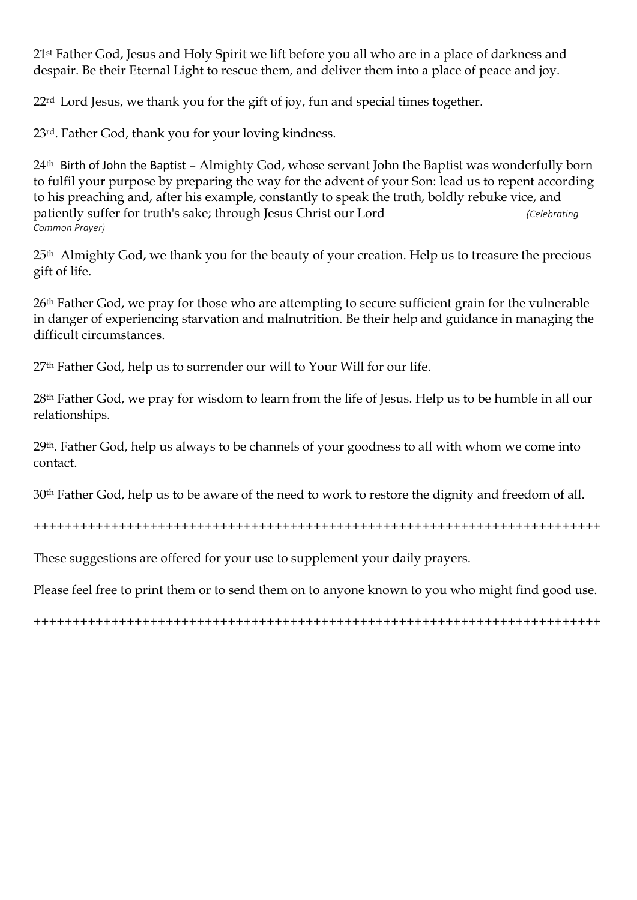21st Father God, Jesus and Holy Spirit we lift before you all who are in a place of darkness and despair. Be their Eternal Light to rescue them, and deliver them into a place of peace and joy.

22rd Lord Jesus, we thank you for the gift of joy, fun and special times together.

23rd. Father God, thank you for your loving kindness.

24th Birth of John the Baptist – Almighty God, whose servant John the Baptist was wonderfully born to fulfil your purpose by preparing the way for the advent of your Son: lead us to repent according to his preaching and, after his example, constantly to speak the truth, boldly rebuke vice, and patiently suffer for truth's sake; through Jesus Christ our Lord *(Celebrating Common Prayer)*

25th Almighty God, we thank you for the beauty of your creation. Help us to treasure the precious gift of life.

26th Father God, we pray for those who are attempting to secure sufficient grain for the vulnerable in danger of experiencing starvation and malnutrition. Be their help and guidance in managing the difficult circumstances.

27th Father God, help us to surrender our will to Your Will for our life.

28th Father God, we pray for wisdom to learn from the life of Jesus. Help us to be humble in all our relationships.

29th. Father God, help us always to be channels of your goodness to all with whom we come into contact.

30th Father God, help us to be aware of the need to work to restore the dignity and freedom of all.

++++++++++++++++++++++++++++++++++++++++++++++++++++++++++++++++++++++++

These suggestions are offered for your use to supplement your daily prayers.

Please feel free to print them or to send them on to anyone known to you who might find good use.

++++++++++++++++++++++++++++++++++++++++++++++++++++++++++++++++++++++++